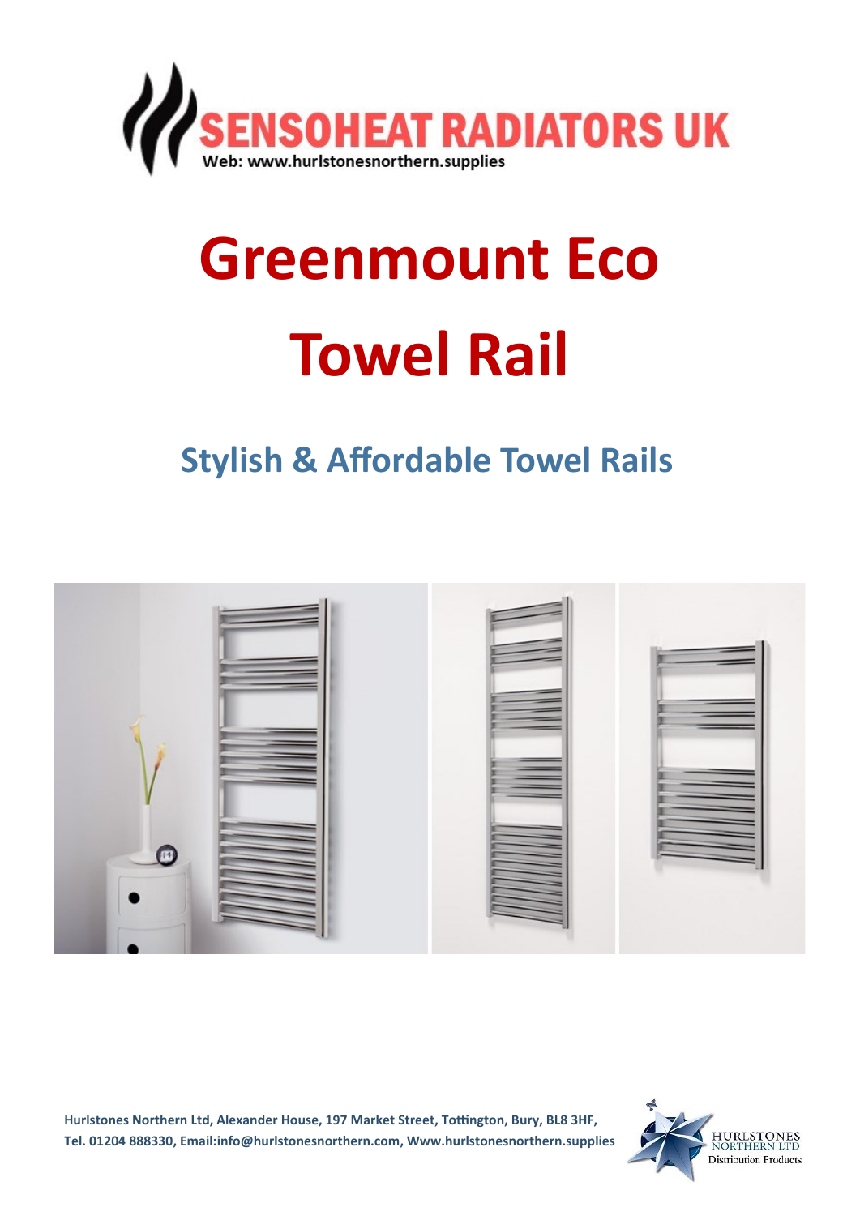SENSOHEAT RADIATORS UK

Web: www.hurlstonesnorthern.supplies

# Greenmount Eco Towel Rail

## Stylish & Affordable Towel Rails

**Hurlstones Northern Ltd, Alexander House, 197 Market Street, Tottington, Bury, BL8 3HF, Tel. 01204 888330, Email:info@hurlstonesnorthern.com, Www.hurlstonesnorthern.supplies**

HURLSTONES NORTHERN LTD
Distribution Products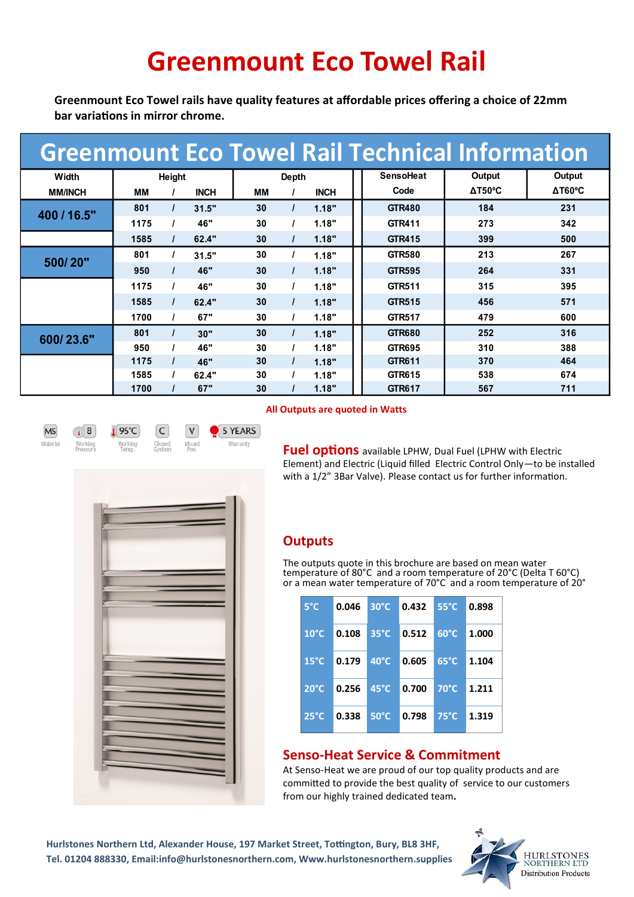# Greenmount Eco Towel Rail

**Greenmount Eco Towel rails have quality features at affordable prices offering a choice of 22mm bar variations in mirror chrome.**

## Greenmount Eco Towel Rail Technical Information

| Width MM/INCH | Height MM | / | Height INCH | Depth MM | / | Depth INCH | SensoHeat Code | Output ΔT50°C | Output ΔT60°C |
|---|---|---|---|---|---|---|---|---|---|
| 400 / 16.5" | 801 | / | 31.5" | 30 | / | 1.18" | GTR480 | 184 | 231 |
| | 1175 | / | 46" | 30 | / | 1.18" | GTR411 | 273 | 342 |
| | 1585 | / | 62.4" | 30 | / | 1.18" | GTR415 | 399 | 500 |
| 500/ 20" | 801 | / | 31.5" | 30 | / | 1.18" | GTR580 | 213 | 267 |
| | 950 | / | 46" | 30 | / | 1.18" | GTR595 | 264 | 331 |
| | 1175 | / | 46" | 30 | / | 1.18" | GTR511 | 315 | 395 |
| | 1585 | / | 62.4" | 30 | / | 1.18" | GTR515 | 456 | 571 |
| | 1700 | / | 67" | 30 | / | 1.18" | GTR517 | 479 | 600 |
| 600/ 23.6" | 801 | / | 30" | 30 | / | 1.18" | GTR680 | 252 | 316 |
| | 950 | / | 46" | 30 | / | 1.18" | GTR695 | 310 | 388 |
| | 1175 | / | 46" | 30 | / | 1.18" | GTR611 | 370 | 464 |
| | 1585 | / | 62.4" | 30 | / | 1.18" | GTR615 | 538 | 674 |
| | 1700 | / | 67" | 30 | / | 1.18" | GTR617 | 567 | 711 |

**All Outputs are quoted in Watts**

MS Material | 8 Working Pressure | 95°C Working Temp. | C Closed System | V Mount Pos. | 5 YEARS Warranty

**Fuel options** available LPHW, Dual Fuel (LPHW with Electric Element) and Electric (Liquid filled Electric Control Only—to be installed with a 1/2" 3Bar Valve). Please contact us for further information.

## Outputs

The outputs quote in this brochure are based on mean water temperature of 80°C and a room temperature of 20°C (Delta T 60°C) or a mean water temperature of 70°C and a room temperature of 20°

| | | | | | |
|---|---|---|---|---|---|
| 5°C | 0.046 | 30°C | 0.432 | 55°C | 0.898 |
| 10°C | 0.108 | 35°C | 0.512 | 60°C | 1.000 |
| 15°C | 0.179 | 40°C | 0.605 | 65°C | 1.104 |
| 20°C | 0.256 | 45°C | 0.700 | 70°C | 1.211 |
| 25°C | 0.338 | 50°C | 0.798 | 75°C | 1.319 |

## Senso-Heat Service & Commitment

At Senso-Heat we are proud of our top quality products and are committed to provide the best quality of service to our customers from our highly trained dedicated team.

**Hurlstones Northern Ltd, Alexander House, 197 Market Street, Tottington, Bury, BL8 3HF, Tel. 01204 888330, Email:info@hurlstonesnorthern.com, Www.hurlstonesnorthern.supplies**

HURLSTONES NORTHERN LTD Distribution Products